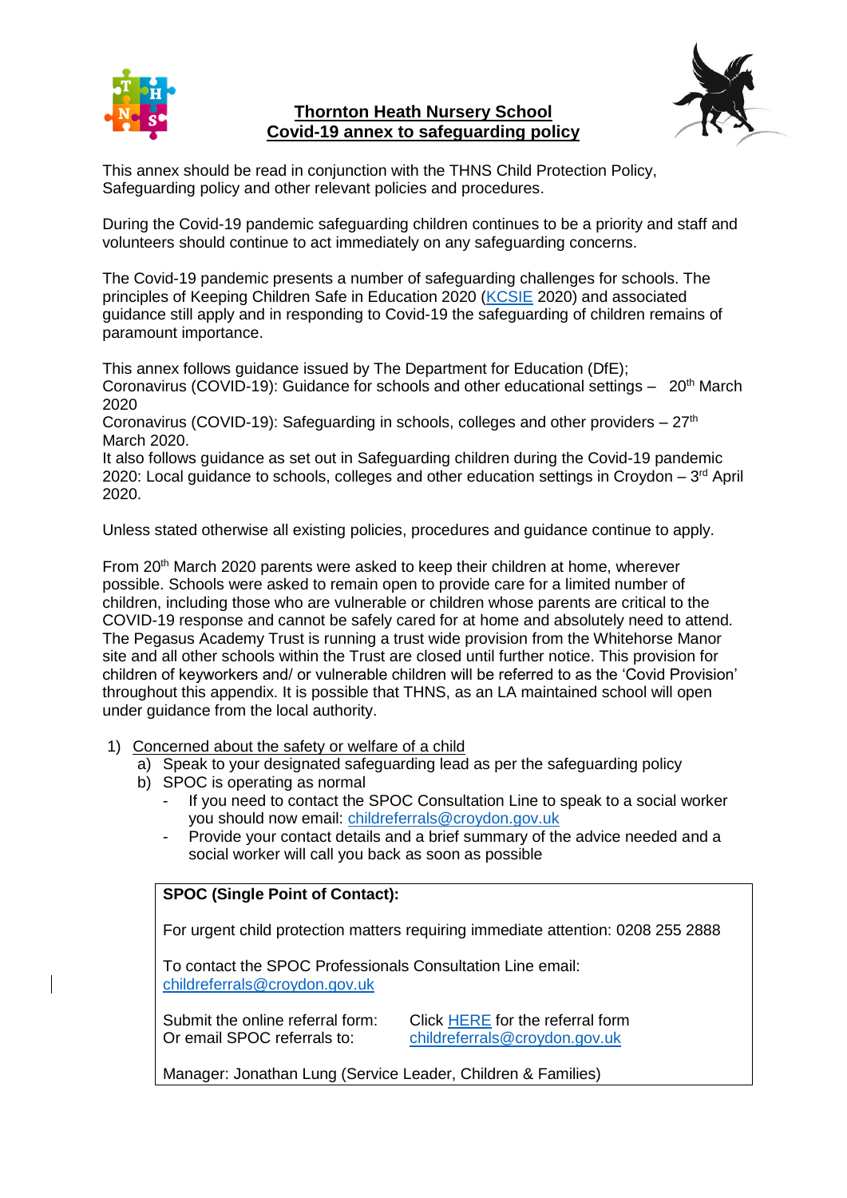# Thornton Heath Nursery School
## Covid-19 annex to safeguarding policy

This annex should be read in conjunction with the THNS Child Protection Policy, Safeguarding policy and other relevant policies and procedures.

During the Covid-19 pandemic safeguarding children continues to be a priority and staff and volunteers should continue to act immediately on any safeguarding concerns.

The Covid-19 pandemic presents a number of safeguarding challenges for schools. The principles of Keeping Children Safe in Education 2020 (KCSIE 2020) and associated guidance still apply and in responding to Covid-19 the safeguarding of children remains of paramount importance.

This annex follows guidance issued by The Department for Education (DfE);
Coronavirus (COVID-19): Guidance for schools and other educational settings – 20th March 2020
Coronavirus (COVID-19): Safeguarding in schools, colleges and other providers – 27th March 2020.
It also follows guidance as set out in Safeguarding children during the Covid-19 pandemic 2020: Local guidance to schools, colleges and other education settings in Croydon – 3rd April 2020.

Unless stated otherwise all existing policies, procedures and guidance continue to apply.

From 20th March 2020 parents were asked to keep their children at home, wherever possible. Schools were asked to remain open to provide care for a limited number of children, including those who are vulnerable or children whose parents are critical to the COVID-19 response and cannot be safely cared for at home and absolutely need to attend. The Pegasus Academy Trust is running a trust wide provision from the Whitehorse Manor site and all other schools within the Trust are closed until further notice. This provision for children of keyworkers and/ or vulnerable children will be referred to as the 'Covid Provision' throughout this appendix. It is possible that THNS, as an LA maintained school will open under guidance from the local authority.

1) Concerned about the safety or welfare of a child
   a) Speak to your designated safeguarding lead as per the safeguarding policy
   b) SPOC is operating as normal
      - If you need to contact the SPOC Consultation Line to speak to a social worker you should now email: childreferrals@croydon.gov.uk
      - Provide your contact details and a brief summary of the advice needed and a social worker will call you back as soon as possible

**SPOC (Single Point of Contact):**

For urgent child protection matters requiring immediate attention: 0208 255 2888

To contact the SPOC Professionals Consultation Line email: childreferrals@croydon.gov.uk

| | |
|---|---|
| Submit the online referral form: | Click HERE for the referral form |
| Or email SPOC referrals to: | childreferrals@croydon.gov.uk |

Manager: Jonathan Lung (Service Leader, Children & Families)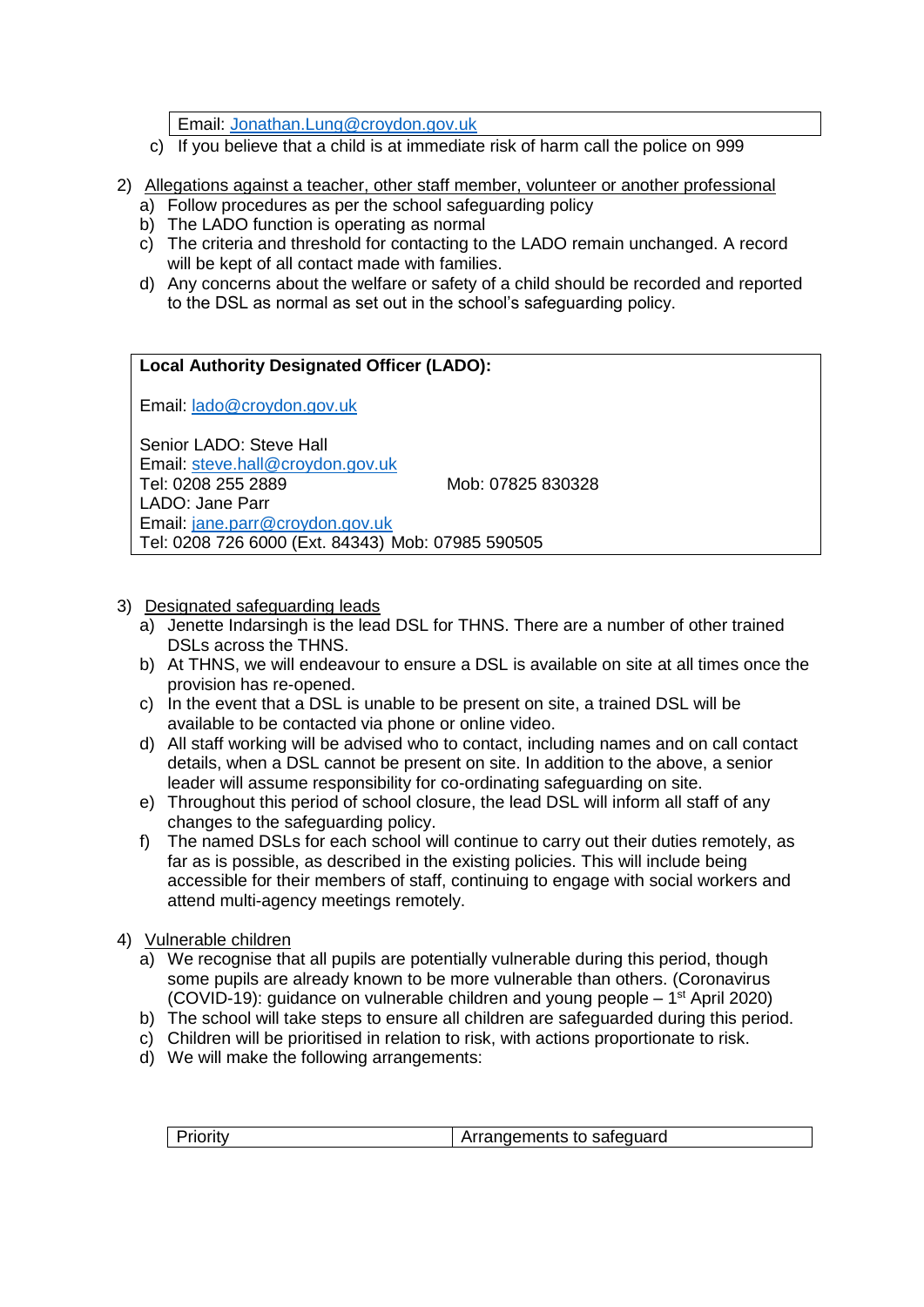| Email: Jonathan.Lung@croydon.gov.uk |
|---|

c) If you believe that a child is at immediate risk of harm call the police on 999

2) Allegations against a teacher, other staff member, volunteer or another professional
   a) Follow procedures as per the school safeguarding policy
   b) The LADO function is operating as normal
   c) The criteria and threshold for contacting to the LADO remain unchanged. A record will be kept of all contact made with families.
   d) Any concerns about the welfare or safety of a child should be recorded and reported to the DSL as normal as set out in the school's safeguarding policy.

**Local Authority Designated Officer (LADO):**

Email: lado@croydon.gov.uk

Senior LADO: Steve Hall
Email: steve.hall@croydon.gov.uk
Tel: 0208 255 2889 Mob: 07825 830328
LADO: Jane Parr
Email: jane.parr@croydon.gov.uk
Tel: 0208 726 6000 (Ext. 84343) Mob: 07985 590505

3) Designated safeguarding leads
   a) Jenette Indarsingh is the lead DSL for THNS. There are a number of other trained DSLs across the THNS.
   b) At THNS, we will endeavour to ensure a DSL is available on site at all times once the provision has re-opened.
   c) In the event that a DSL is unable to be present on site, a trained DSL will be available to be contacted via phone or online video.
   d) All staff working will be advised who to contact, including names and on call contact details, when a DSL cannot be present on site. In addition to the above, a senior leader will assume responsibility for co-ordinating safeguarding on site.
   e) Throughout this period of school closure, the lead DSL will inform all staff of any changes to the safeguarding policy.
   f) The named DSLs for each school will continue to carry out their duties remotely, as far as is possible, as described in the existing policies. This will include being accessible for their members of staff, continuing to engage with social workers and attend multi-agency meetings remotely.

4) Vulnerable children
   a) We recognise that all pupils are potentially vulnerable during this period, though some pupils are already known to be more vulnerable than others. (Coronavirus (COVID-19): guidance on vulnerable children and young people – 1st April 2020)
   b) The school will take steps to ensure all children are safeguarded during this period.
   c) Children will be prioritised in relation to risk, with actions proportionate to risk.
   d) We will make the following arrangements:

| Priority | Arrangements to safeguard |
|---|---|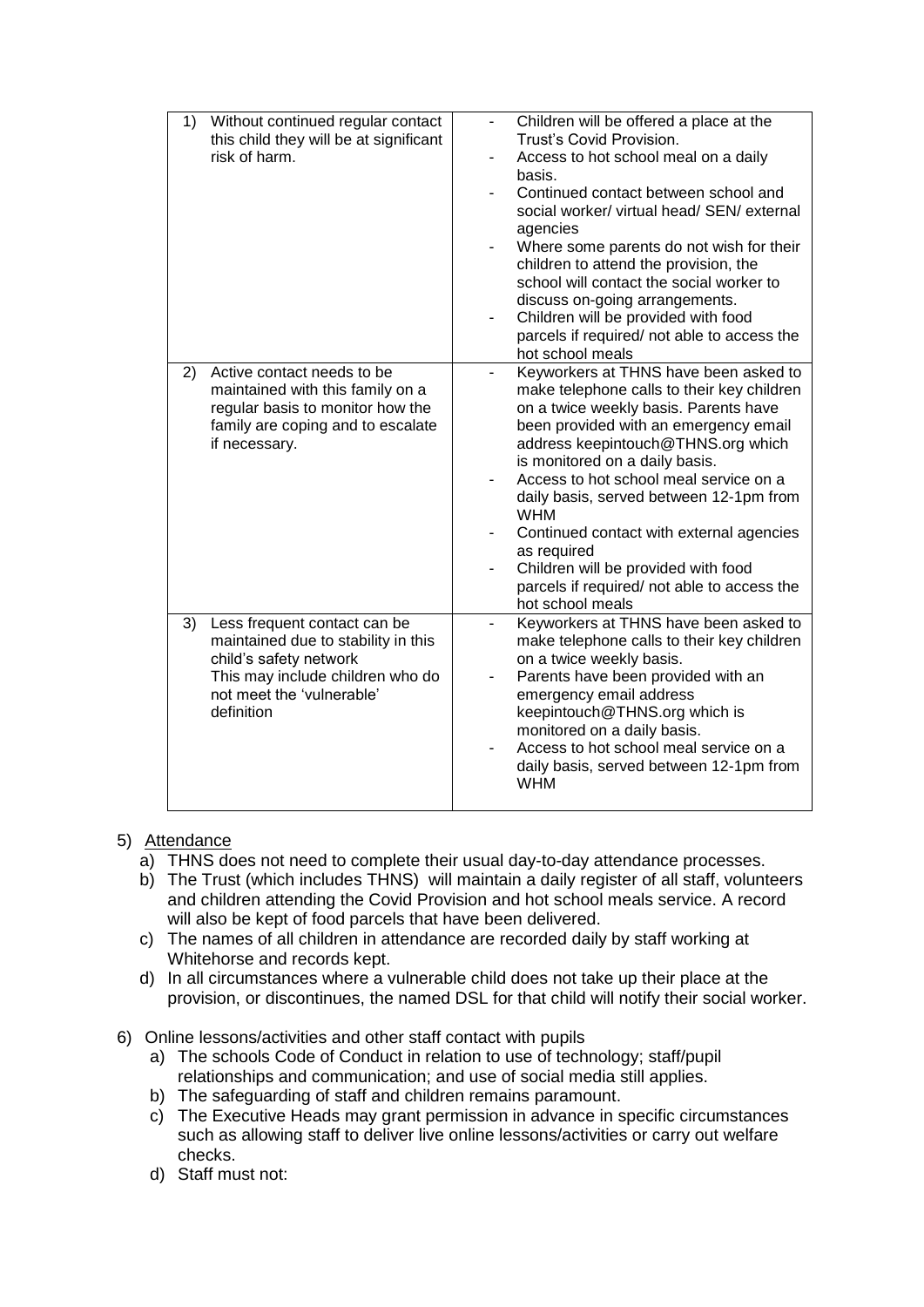| | |
|---|---|
| 1) Without continued regular contact this child they will be at significant risk of harm. | - Children will be offered a place at the Trust's Covid Provision.<br>- Access to hot school meal on a daily basis.<br>- Continued contact between school and social worker/ virtual head/ SEN/ external agencies<br>- Where some parents do not wish for their children to attend the provision, the school will contact the social worker to discuss on-going arrangements.<br>- Children will be provided with food parcels if required/ not able to access the hot school meals |
| 2) Active contact needs to be maintained with this family on a regular basis to monitor how the family are coping and to escalate if necessary. | - Keyworkers at THNS have been asked to make telephone calls to their key children on a twice weekly basis. Parents have been provided with an emergency email address keepintouch@THNS.org which is monitored on a daily basis.<br>- Access to hot school meal service on a daily basis, served between 12-1pm from WHM<br>- Continued contact with external agencies as required<br>- Children will be provided with food parcels if required/ not able to access the hot school meals |
| 3) Less frequent contact can be maintained due to stability in this child's safety network<br>This may include children who do not meet the 'vulnerable' definition | - Keyworkers at THNS have been asked to make telephone calls to their key children on a twice weekly basis.<br>- Parents have been provided with an emergency email address keepintouch@THNS.org which is monitored on a daily basis.<br>- Access to hot school meal service on a daily basis, served between 12-1pm from WHM |

5) Attendance
   a) THNS does not need to complete their usual day-to-day attendance processes.
   b) The Trust (which includes THNS) will maintain a daily register of all staff, volunteers and children attending the Covid Provision and hot school meals service. A record will also be kept of food parcels that have been delivered.
   c) The names of all children in attendance are recorded daily by staff working at Whitehorse and records kept.
   d) In all circumstances where a vulnerable child does not take up their place at the provision, or discontinues, the named DSL for that child will notify their social worker.

6) Online lessons/activities and other staff contact with pupils
   a) The schools Code of Conduct in relation to use of technology; staff/pupil relationships and communication; and use of social media still applies.
   b) The safeguarding of staff and children remains paramount.
   c) The Executive Heads may grant permission in advance in specific circumstances such as allowing staff to deliver live online lessons/activities or carry out welfare checks.
   d) Staff must not: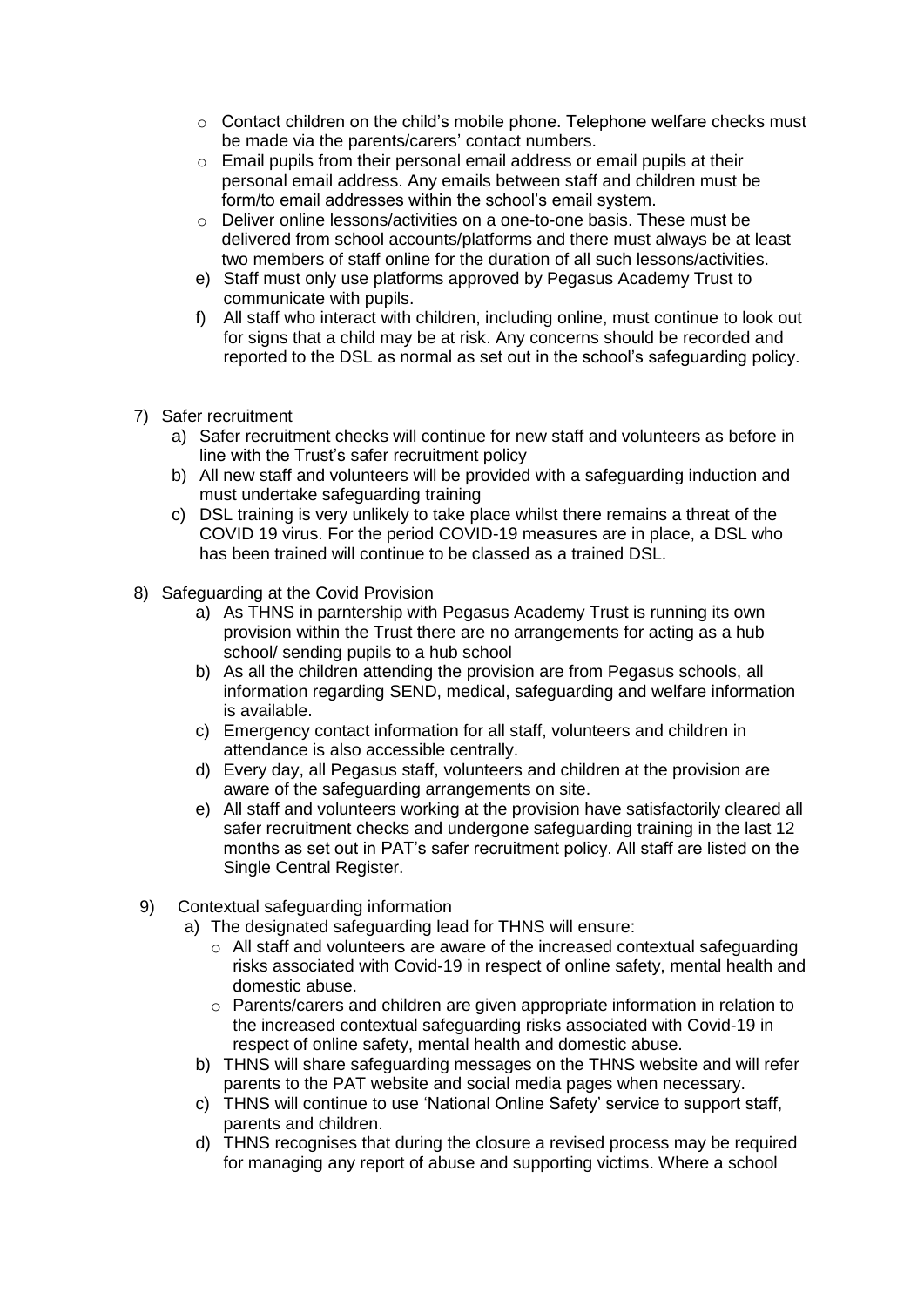- Contact children on the child's mobile phone. Telephone welfare checks must be made via the parents/carers' contact numbers.
- Email pupils from their personal email address or email pupils at their personal email address. Any emails between staff and children must be form/to email addresses within the school's email system.
- Deliver online lessons/activities on a one-to-one basis. These must be delivered from school accounts/platforms and there must always be at least two members of staff online for the duration of all such lessons/activities.

e) Staff must only use platforms approved by Pegasus Academy Trust to communicate with pupils.

f) All staff who interact with children, including online, must continue to look out for signs that a child may be at risk. Any concerns should be recorded and reported to the DSL as normal as set out in the school's safeguarding policy.

7) Safer recruitment
   a) Safer recruitment checks will continue for new staff and volunteers as before in line with the Trust's safer recruitment policy
   b) All new staff and volunteers will be provided with a safeguarding induction and must undertake safeguarding training
   c) DSL training is very unlikely to take place whilst there remains a threat of the COVID 19 virus. For the period COVID-19 measures are in place, a DSL who has been trained will continue to be classed as a trained DSL.

8) Safeguarding at the Covid Provision
   a) As THNS in parntership with Pegasus Academy Trust is running its own provision within the Trust there are no arrangements for acting as a hub school/ sending pupils to a hub school
   b) As all the children attending the provision are from Pegasus schools, all information regarding SEND, medical, safeguarding and welfare information is available.
   c) Emergency contact information for all staff, volunteers and children in attendance is also accessible centrally.
   d) Every day, all Pegasus staff, volunteers and children at the provision are aware of the safeguarding arrangements on site.
   e) All staff and volunteers working at the provision have satisfactorily cleared all safer recruitment checks and undergone safeguarding training in the last 12 months as set out in PAT's safer recruitment policy. All staff are listed on the Single Central Register.

9) Contextual safeguarding information
   a) The designated safeguarding lead for THNS will ensure:
      - All staff and volunteers are aware of the increased contextual safeguarding risks associated with Covid-19 in respect of online safety, mental health and domestic abuse.
      - Parents/carers and children are given appropriate information in relation to the increased contextual safeguarding risks associated with Covid-19 in respect of online safety, mental health and domestic abuse.
   b) THNS will share safeguarding messages on the THNS website and will refer parents to the PAT website and social media pages when necessary.
   c) THNS will continue to use 'National Online Safety' service to support staff, parents and children.
   d) THNS recognises that during the closure a revised process may be required for managing any report of abuse and supporting victims. Where a school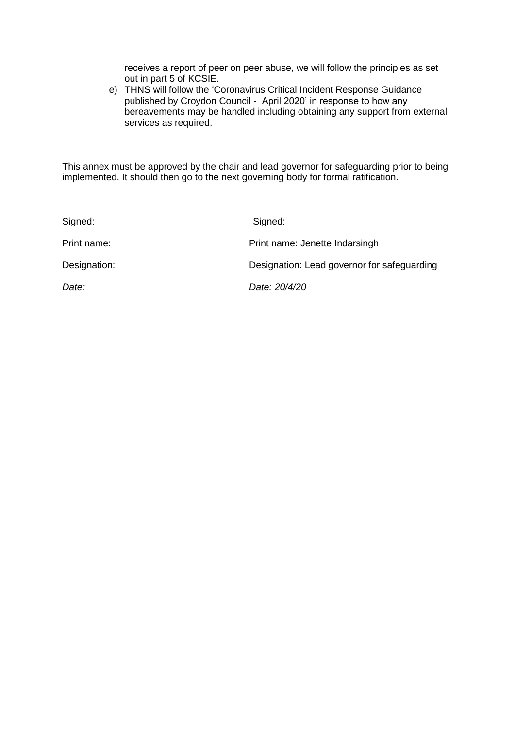receives a report of peer on peer abuse, we will follow the principles as set out in part 5 of KCSIE.

e) THNS will follow the 'Coronavirus Critical Incident Response Guidance published by Croydon Council - April 2020' in response to how any bereavements may be handled including obtaining any support from external services as required.

This annex must be approved by the chair and lead governor for safeguarding prior to being implemented. It should then go to the next governing body for formal ratification.

| | |
|---|---|
| Signed: | Signed: |
| Print name: | Print name: Jenette Indarsingh |
| Designation: | Designation: Lead governor for safeguarding |
| *Date:* | *Date: 20/4/20* |